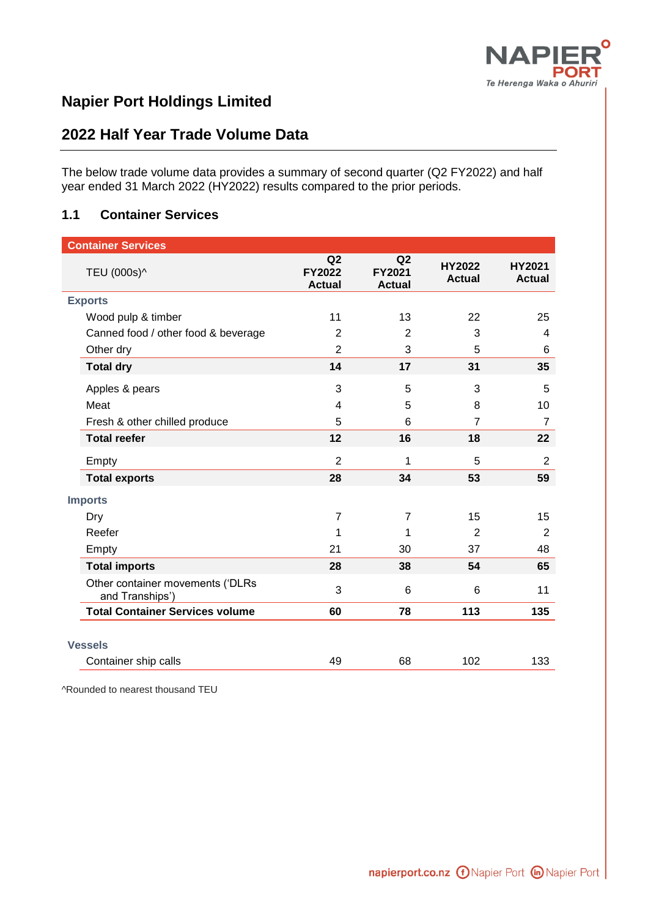# Napier Port Holdings Limited

## 2022 Half Year Trade Volume Data

The below trade volume data provides a summary of second quarter (Q2 FY2022) and half year ended 31 March 2022 (HY2022) results compared to the prior periods.

### 1.1 Container Services

| Container Services | | | | |
|---|---|---|---|---|
| TEU (000s)^ | Q2 FY2022 Actual | Q2 FY2021 Actual | HY2022 Actual | HY2021 Actual |
| **Exports** | | | | |
| Wood pulp & timber | 11 | 13 | 22 | 25 |
| Canned food / other food & beverage | 2 | 2 | 3 | 4 |
| Other dry | 2 | 3 | 5 | 6 |
| **Total dry** | **14** | **17** | **31** | **35** |
| Apples & pears | 3 | 5 | 3 | 5 |
| Meat | 4 | 5 | 8 | 10 |
| Fresh & other chilled produce | 5 | 6 | 7 | 7 |
| **Total reefer** | **12** | **16** | **18** | **22** |
| Empty | 2 | 1 | 5 | 2 |
| **Total exports** | **28** | **34** | **53** | **59** |
| **Imports** | | | | |
| Dry | 7 | 7 | 15 | 15 |
| Reefer | 1 | 1 | 2 | 2 |
| Empty | 21 | 30 | 37 | 48 |
| **Total imports** | **28** | **38** | **54** | **65** |
| Other container movements ('DLRs and Tranships') | 3 | 6 | 6 | 11 |
| **Total Container Services volume** | **60** | **78** | **113** | **135** |
| **Vessels** | | | | |
| Container ship calls | 49 | 68 | 102 | 133 |

^Rounded to nearest thousand TEU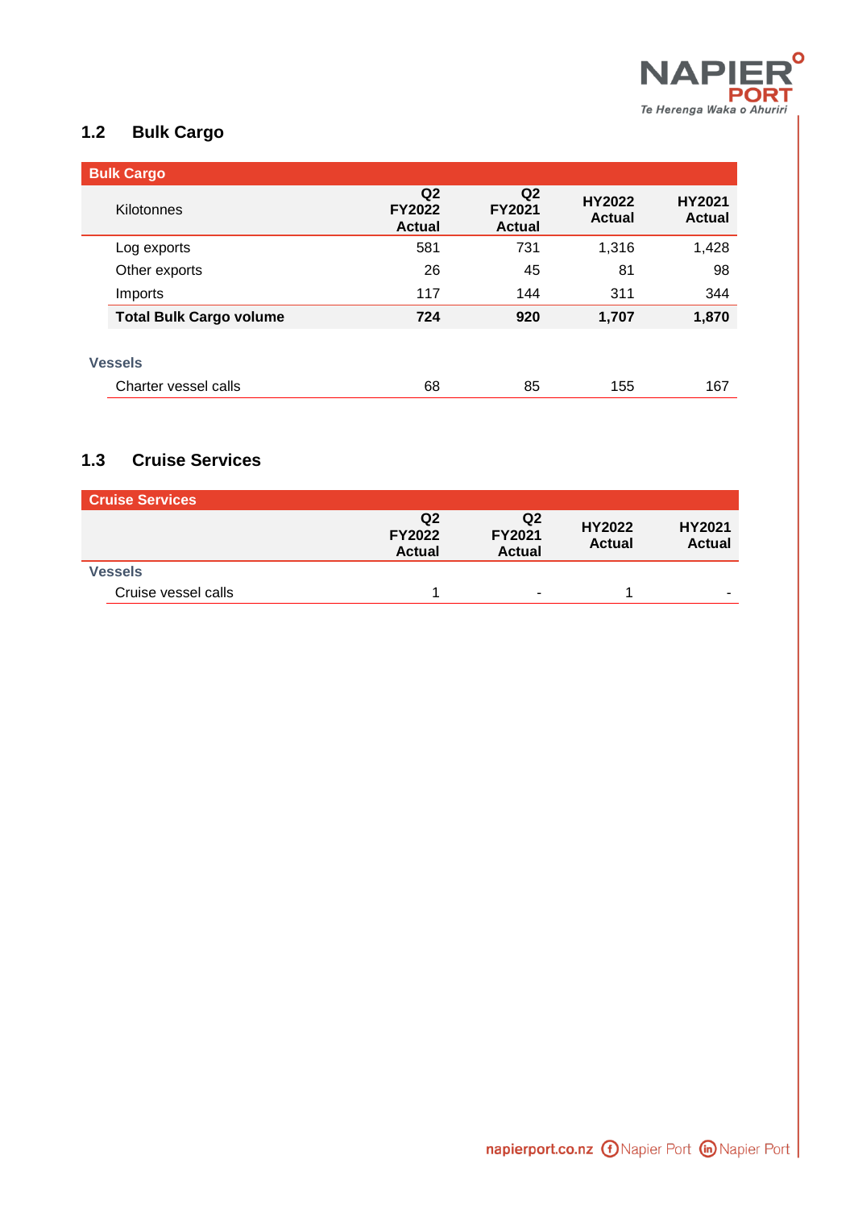## 1.2 Bulk Cargo

| Bulk Cargo | | | | |
|---|---|---|---|---|
| Kilotonnes | Q2 FY2022 Actual | Q2 FY2021 Actual | HY2022 Actual | HY2021 Actual |
| Log exports | 581 | 731 | 1,316 | 1,428 |
| Other exports | 26 | 45 | 81 | 98 |
| Imports | 117 | 144 | 311 | 344 |
| **Total Bulk Cargo volume** | **724** | **920** | **1,707** | **1,870** |
| **Vessels** | | | | |
| Charter vessel calls | 68 | 85 | 155 | 167 |

## 1.3 Cruise Services

| Cruise Services | | | | |
|---|---|---|---|---|
| | Q2 FY2022 Actual | Q2 FY2021 Actual | HY2022 Actual | HY2021 Actual |
| **Vessels** | | | | |
| Cruise vessel calls | 1 | - | 1 | - |